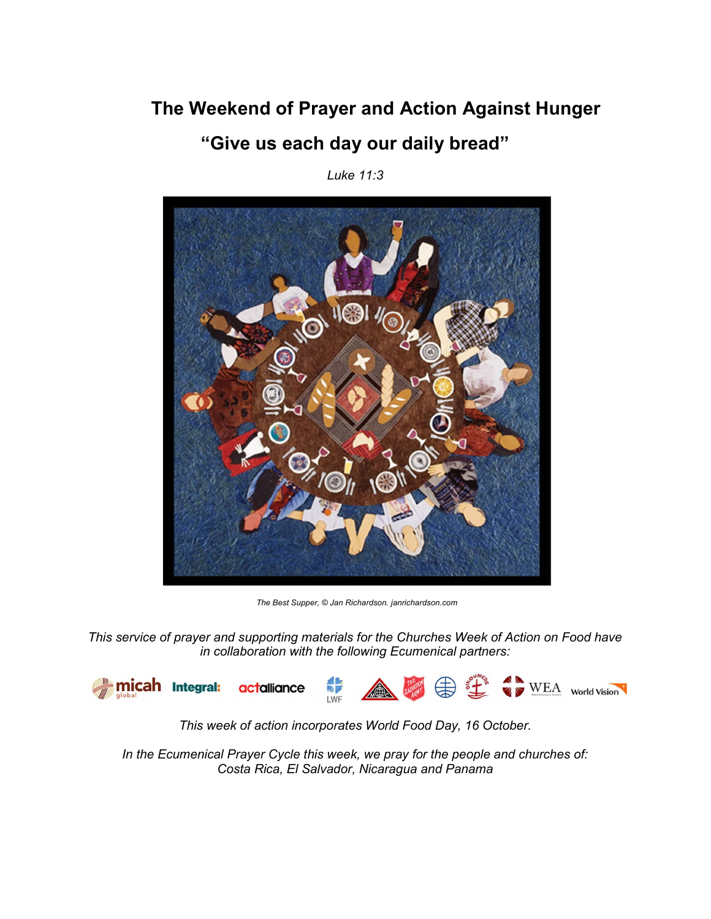# The Weekend of Prayer and Action Against Hunger

## "Give us each day our daily bread"

*Luke 11:3*

*The Best Supper, © Jan Richardson. janrichardson.com*

*This service of prayer and supporting materials for the Churches Week of Action on Food have in collaboration with the following Ecumenical partners:*

*This week of action incorporates World Food Day, 16 October.*

*In the Ecumenical Prayer Cycle this week, we pray for the people and churches of: Costa Rica, El Salvador, Nicaragua and Panama*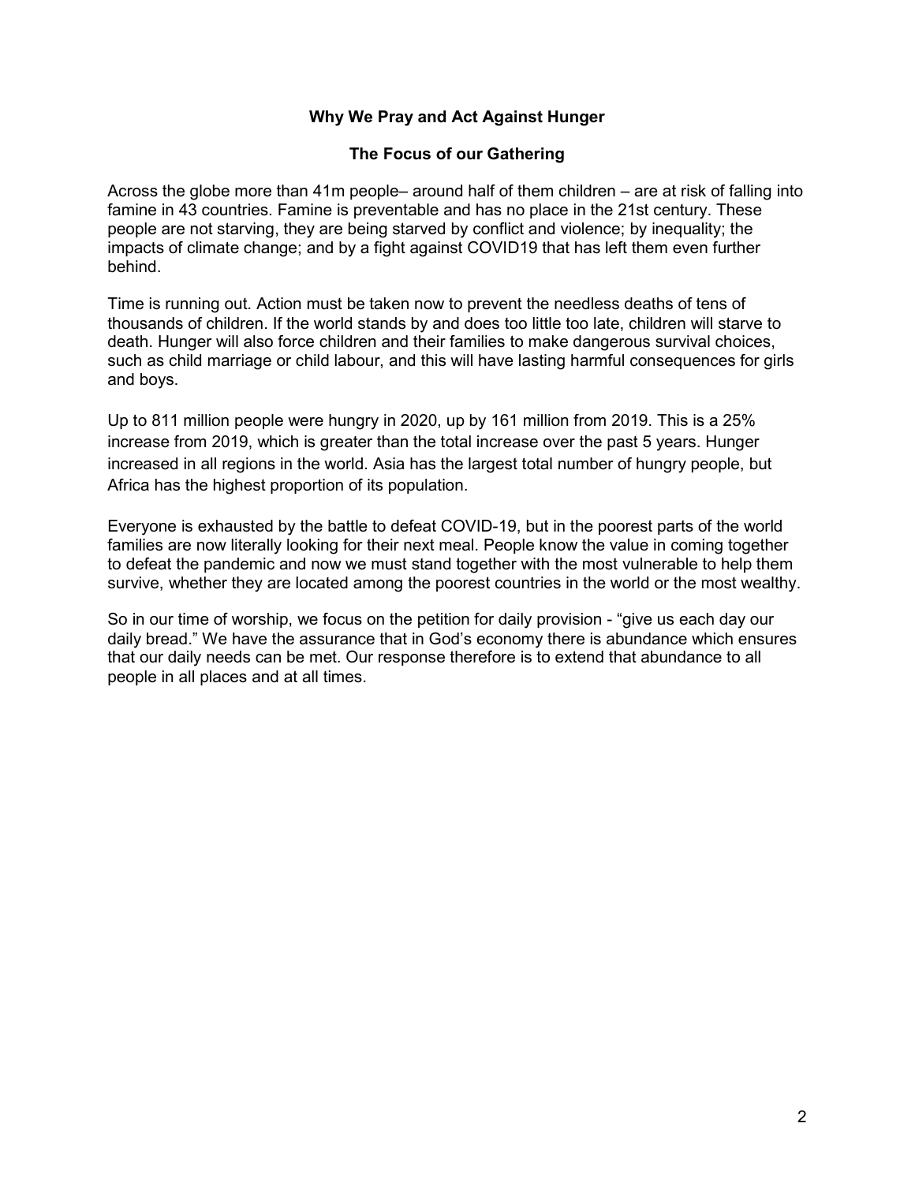## Why We Pray and Act Against Hunger

### The Focus of our Gathering

Across the globe more than 41m people– around half of them children – are at risk of falling into famine in 43 countries. Famine is preventable and has no place in the 21st century. These people are not starving, they are being starved by conflict and violence; by inequality; the impacts of climate change; and by a fight against COVID19 that has left them even further behind.

Time is running out. Action must be taken now to prevent the needless deaths of tens of thousands of children. If the world stands by and does too little too late, children will starve to death. Hunger will also force children and their families to make dangerous survival choices, such as child marriage or child labour, and this will have lasting harmful consequences for girls and boys.

Up to 811 million people were hungry in 2020, up by 161 million from 2019. This is a 25% increase from 2019, which is greater than the total increase over the past 5 years. Hunger increased in all regions in the world. Asia has the largest total number of hungry people, but Africa has the highest proportion of its population.

Everyone is exhausted by the battle to defeat COVID-19, but in the poorest parts of the world families are now literally looking for their next meal. People know the value in coming together to defeat the pandemic and now we must stand together with the most vulnerable to help them survive, whether they are located among the poorest countries in the world or the most wealthy.

So in our time of worship, we focus on the petition for daily provision - "give us each day our daily bread." We have the assurance that in God's economy there is abundance which ensures that our daily needs can be met. Our response therefore is to extend that abundance to all people in all places and at all times.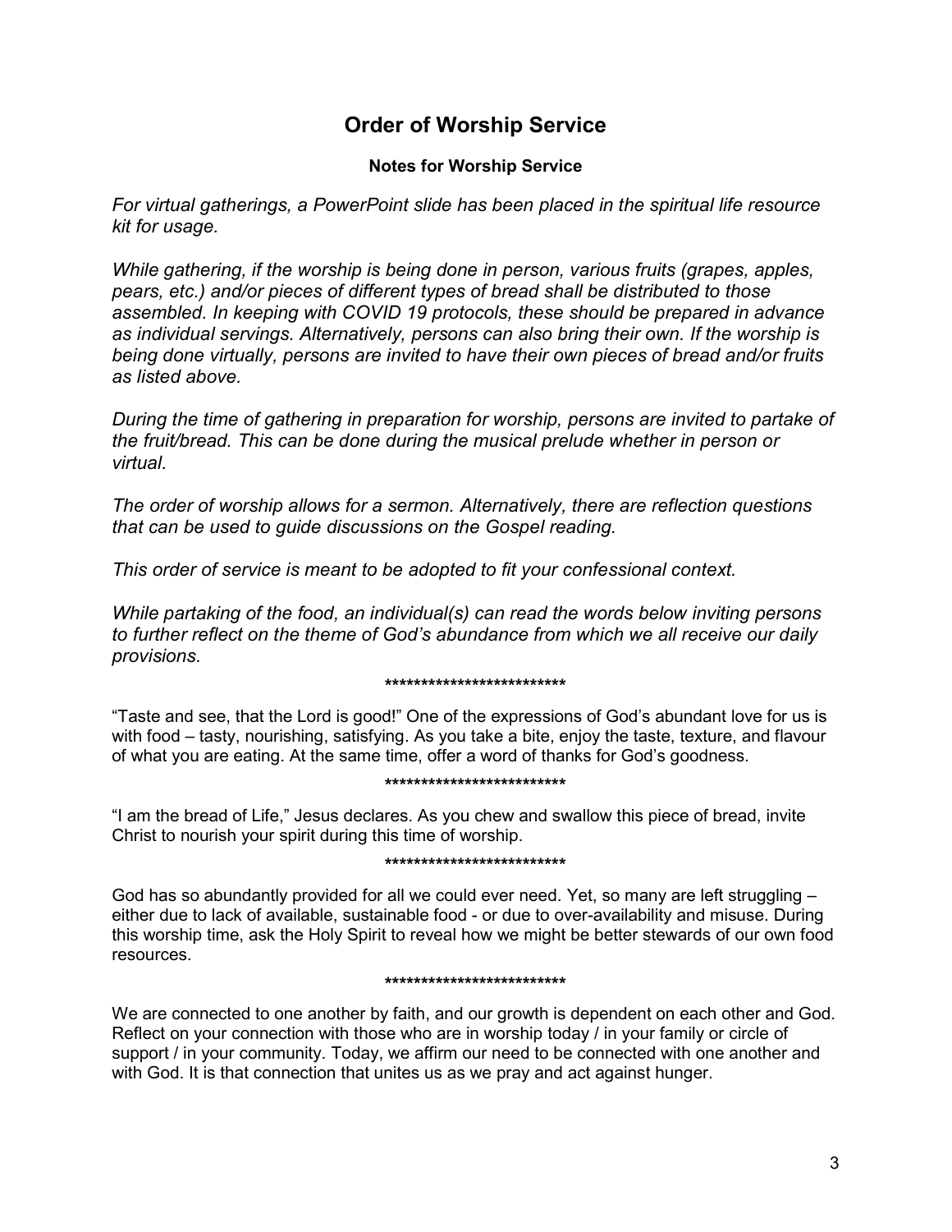# Order of Worship Service

### Notes for Worship Service

*For virtual gatherings, a PowerPoint slide has been placed in the spiritual life resource kit for usage.*

*While gathering, if the worship is being done in person, various fruits (grapes, apples, pears, etc.) and/or pieces of different types of bread shall be distributed to those assembled. In keeping with COVID 19 protocols, these should be prepared in advance as individual servings. Alternatively, persons can also bring their own. If the worship is being done virtually, persons are invited to have their own pieces of bread and/or fruits as listed above.*

*During the time of gathering in preparation for worship, persons are invited to partake of the fruit/bread. This can be done during the musical prelude whether in person or virtual.*

*The order of worship allows for a sermon. Alternatively, there are reflection questions that can be used to guide discussions on the Gospel reading.*

*This order of service is meant to be adopted to fit your confessional context.*

*While partaking of the food, an individual(s) can read the words below inviting persons to further reflect on the theme of God's abundance from which we all receive our daily provisions.*

**************************

"Taste and see, that the Lord is good!" One of the expressions of God's abundant love for us is with food – tasty, nourishing, satisfying. As you take a bite, enjoy the taste, texture, and flavour of what you are eating. At the same time, offer a word of thanks for God's goodness.

**************************

"I am the bread of Life," Jesus declares. As you chew and swallow this piece of bread, invite Christ to nourish your spirit during this time of worship.

**************************

God has so abundantly provided for all we could ever need. Yet, so many are left struggling – either due to lack of available, sustainable food - or due to over-availability and misuse. During this worship time, ask the Holy Spirit to reveal how we might be better stewards of our own food resources.

**************************

We are connected to one another by faith, and our growth is dependent on each other and God. Reflect on your connection with those who are in worship today / in your family or circle of support / in your community. Today, we affirm our need to be connected with one another and with God. It is that connection that unites us as we pray and act against hunger.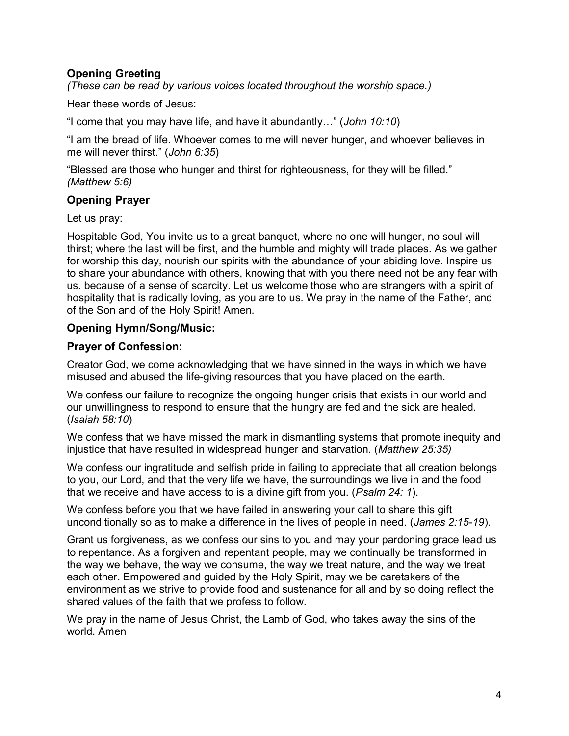### **Opening Greeting**

*(These can be read by various voices located throughout the worship space.)*

Hear these words of Jesus:

“I come that you may have life, and have it abundantly…” (*John 10:10*)

“I am the bread of life. Whoever comes to me will never hunger, and whoever believes in me will never thirst.” (*John 6:35*)

“Blessed are those who hunger and thirst for righteousness, for they will be filled.” *(Matthew 5:6)*

### **Opening Prayer**

Let us pray:

Hospitable God, You invite us to a great banquet, where no one will hunger, no soul will thirst; where the last will be first, and the humble and mighty will trade places. As we gather for worship this day, nourish our spirits with the abundance of your abiding love. Inspire us to share your abundance with others, knowing that with you there need not be any fear with us. because of a sense of scarcity. Let us welcome those who are strangers with a spirit of hospitality that is radically loving, as you are to us. We pray in the name of the Father, and of the Son and of the Holy Spirit! Amen.

### **Opening Hymn/Song/Music:**

### **Prayer of Confession:**

Creator God, we come acknowledging that we have sinned in the ways in which we have misused and abused the life-giving resources that you have placed on the earth.

We confess our failure to recognize the ongoing hunger crisis that exists in our world and our unwillingness to respond to ensure that the hungry are fed and the sick are healed. (*Isaiah 58:10*)

We confess that we have missed the mark in dismantling systems that promote inequity and injustice that have resulted in widespread hunger and starvation. (*Matthew 25:35)*

We confess our ingratitude and selfish pride in failing to appreciate that all creation belongs to you, our Lord, and that the very life we have, the surroundings we live in and the food that we receive and have access to is a divine gift from you. (*Psalm 24: 1*).

We confess before you that we have failed in answering your call to share this gift unconditionally so as to make a difference in the lives of people in need. (*James 2:15-19*).

Grant us forgiveness, as we confess our sins to you and may your pardoning grace lead us to repentance. As a forgiven and repentant people, may we continually be transformed in the way we behave, the way we consume, the way we treat nature, and the way we treat each other. Empowered and guided by the Holy Spirit, may we be caretakers of the environment as we strive to provide food and sustenance for all and by so doing reflect the shared values of the faith that we profess to follow.

We pray in the name of Jesus Christ, the Lamb of God, who takes away the sins of the world. Amen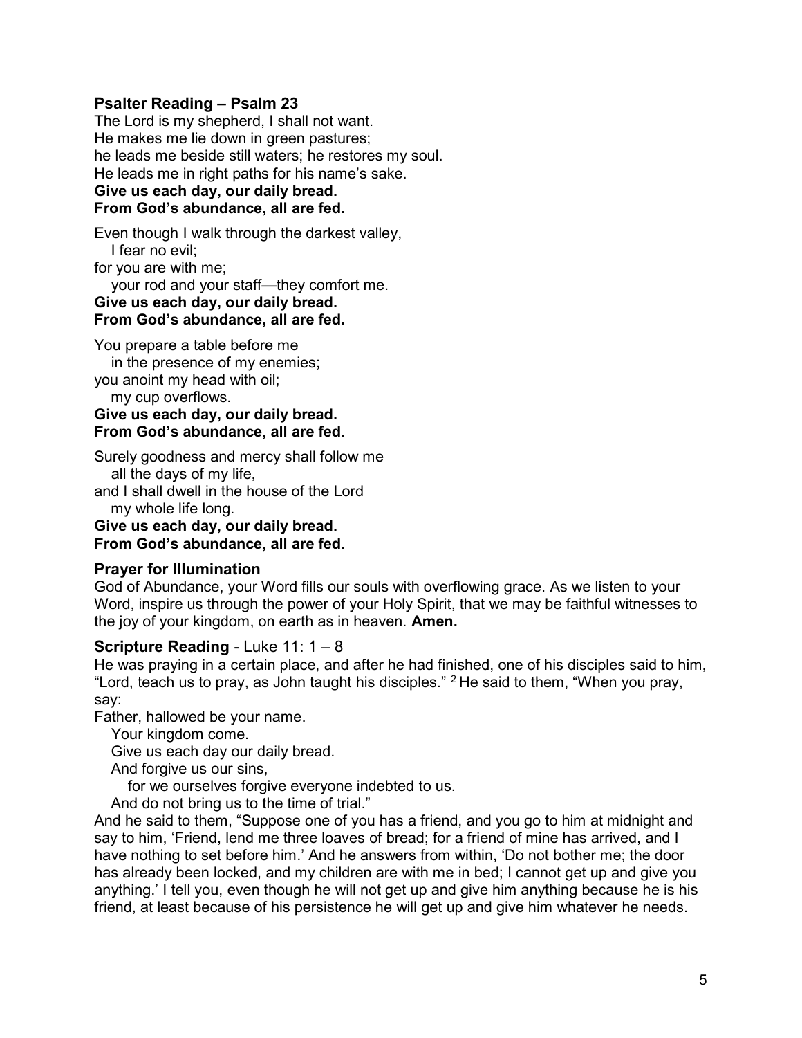### Psalter Reading – Psalm 23

The Lord is my shepherd, I shall not want.
He makes me lie down in green pastures;
he leads me beside still waters; he restores my soul.
He leads me in right paths for his name's sake.
**Give us each day, our daily bread.**
**From God's abundance, all are fed.**

Even though I walk through the darkest valley,
   I fear no evil;
for you are with me;
   your rod and your staff—they comfort me.
**Give us each day, our daily bread.**
**From God's abundance, all are fed.**

You prepare a table before me
   in the presence of my enemies;
you anoint my head with oil;
   my cup overflows.
**Give us each day, our daily bread.**
**From God's abundance, all are fed.**

Surely goodness and mercy shall follow me
   all the days of my life,
and I shall dwell in the house of the Lord
   my whole life long.
**Give us each day, our daily bread.**
**From God's abundance, all are fed.**

### Prayer for Illumination

God of Abundance, your Word fills our souls with overflowing grace. As we listen to your Word, inspire us through the power of your Holy Spirit, that we may be faithful witnesses to the joy of your kingdom, on earth as in heaven. **Amen.**

### Scripture Reading - Luke 11: 1 – 8

He was praying in a certain place, and after he had finished, one of his disciples said to him, "Lord, teach us to pray, as John taught his disciples." [2] He said to them, "When you pray, say:

Father, hallowed be your name.
   Your kingdom come.
   Give us each day our daily bread.
   And forgive us our sins,
      for we ourselves forgive everyone indebted to us.
   And do not bring us to the time of trial."

And he said to them, "Suppose one of you has a friend, and you go to him at midnight and say to him, 'Friend, lend me three loaves of bread; for a friend of mine has arrived, and I have nothing to set before him.' And he answers from within, 'Do not bother me; the door has already been locked, and my children are with me in bed; I cannot get up and give you anything.' I tell you, even though he will not get up and give him anything because he is his friend, at least because of his persistence he will get up and give him whatever he needs.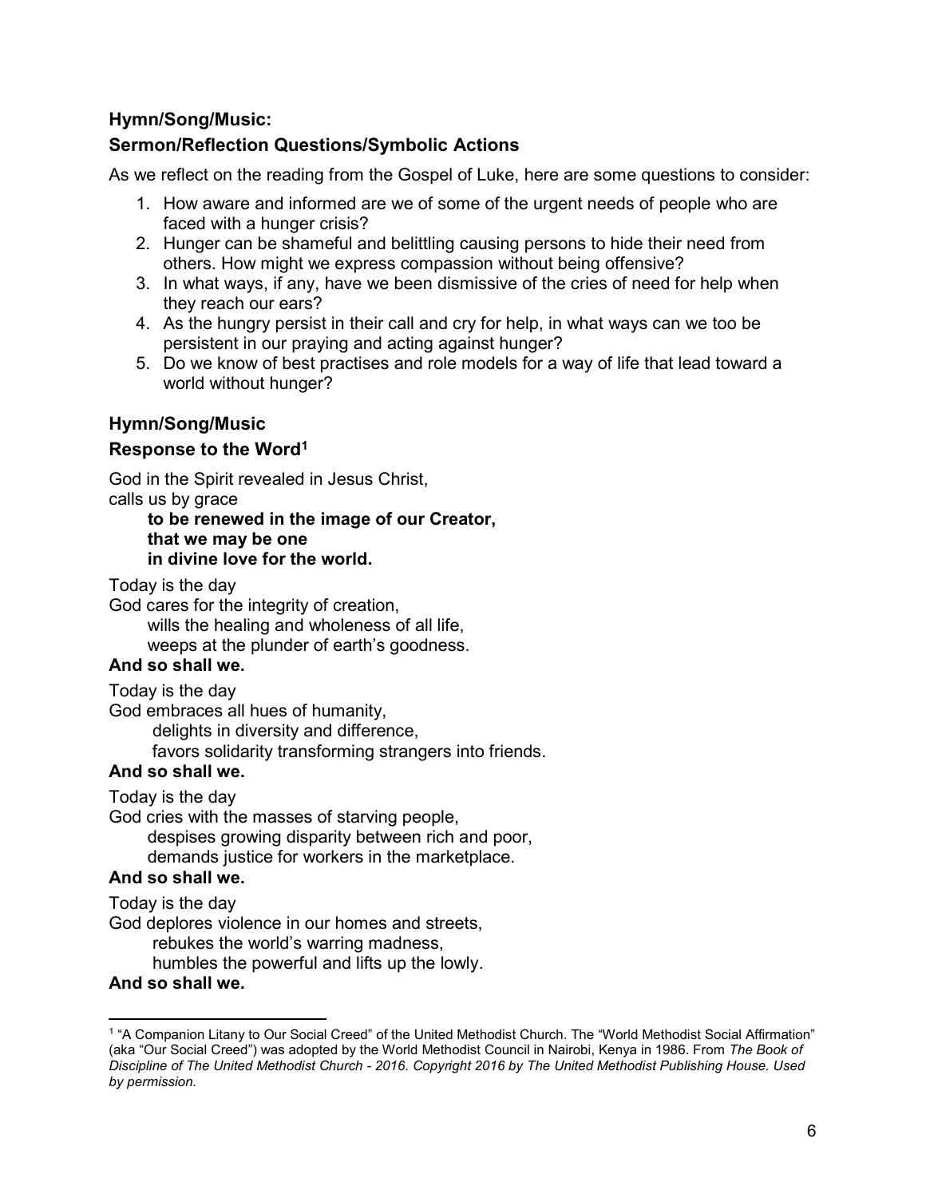**Hymn/Song/Music:**

**Sermon/Reflection Questions/Symbolic Actions**

As we reflect on the reading from the Gospel of Luke, here are some questions to consider:

1. How aware and informed are we of some of the urgent needs of people who are faced with a hunger crisis?
2. Hunger can be shameful and belittling causing persons to hide their need from others. How might we express compassion without being offensive?
3. In what ways, if any, have we been dismissive of the cries of need for help when they reach our ears?
4. As the hungry persist in their call and cry for help, in what ways can we too be persistent in our praying and acting against hunger?
5. Do we know of best practises and role models for a way of life that lead toward a world without hunger?

**Hymn/Song/Music**

**Response to the Word[1]**

God in the Spirit revealed in Jesus Christ,
calls us by grace
**to be renewed in the image of our Creator,**
**that we may be one**
**in divine love for the world.**

Today is the day
God cares for the integrity of creation,
wills the healing and wholeness of all life,
weeps at the plunder of earth's goodness.
**And so shall we.**

Today is the day
God embraces all hues of humanity,
delights in diversity and difference,
favors solidarity transforming strangers into friends.
**And so shall we.**

Today is the day
God cries with the masses of starving people,
despises growing disparity between rich and poor,
demands justice for workers in the marketplace.
**And so shall we.**

Today is the day
God deplores violence in our homes and streets,
rebukes the world's warring madness,
humbles the powerful and lifts up the lowly.
**And so shall we.**

---

[1] "A Companion Litany to Our Social Creed" of the United Methodist Church. The "World Methodist Social Affirmation" (aka "Our Social Creed") was adopted by the World Methodist Council in Nairobi, Kenya in 1986. From *The Book of Discipline of The United Methodist Church - 2016. Copyright 2016 by The United Methodist Publishing House. Used by permission.*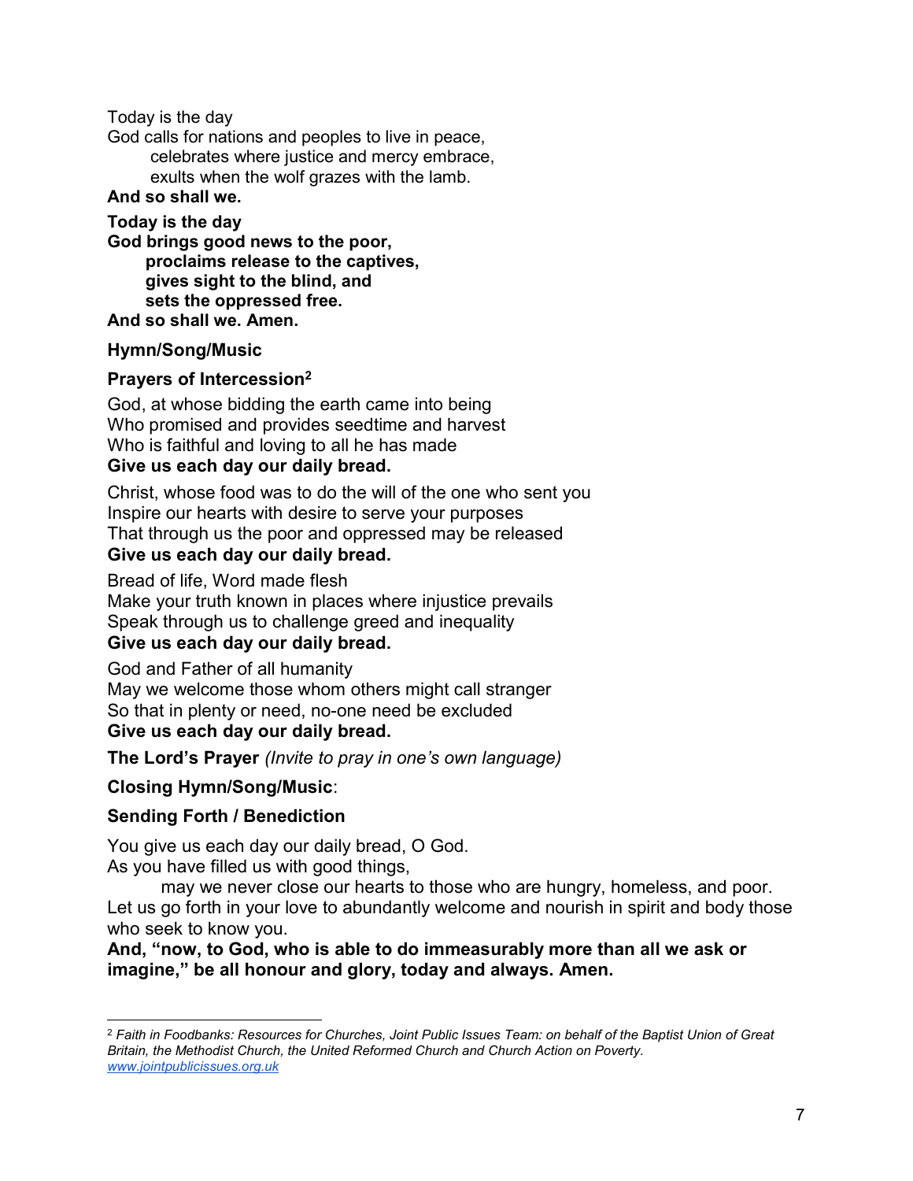Today is the day
God calls for nations and peoples to live in peace,
celebrates where justice and mercy embrace,
exults when the wolf grazes with the lamb.
**And so shall we.**

**Today is the day**
**God brings good news to the poor,**
**proclaims release to the captives,**
**gives sight to the blind, and**
**sets the oppressed free.**
**And so shall we. Amen.**

**Hymn/Song/Music**

**Prayers of Intercession**[2]

God, at whose bidding the earth came into being
Who promised and provides seedtime and harvest
Who is faithful and loving to all he has made
**Give us each day our daily bread.**

Christ, whose food was to do the will of the one who sent you
Inspire our hearts with desire to serve your purposes
That through us the poor and oppressed may be released
**Give us each day our daily bread.**

Bread of life, Word made flesh
Make your truth known in places where injustice prevails
Speak through us to challenge greed and inequality
**Give us each day our daily bread.**

God and Father of all humanity
May we welcome those whom others might call stranger
So that in plenty or need, no-one need be excluded
**Give us each day our daily bread.**

**The Lord's Prayer** *(Invite to pray in one's own language)*

**Closing Hymn/Song/Music**:

**Sending Forth / Benediction**

You give us each day our daily bread, O God.
As you have filled us with good things,
may we never close our hearts to those who are hungry, homeless, and poor.
Let us go forth in your love to abundantly welcome and nourish in spirit and body those who seek to know you.
**And, "now, to God, who is able to do immeasurably more than all we ask or imagine," be all honour and glory, today and always. Amen.**

---

[2] *Faith in Foodbanks: Resources for Churches, Joint Public Issues Team: on behalf of the Baptist Union of Great Britain, the Methodist Church, the United Reformed Church and Church Action on Poverty.* *www.jointpublicissues.org.uk*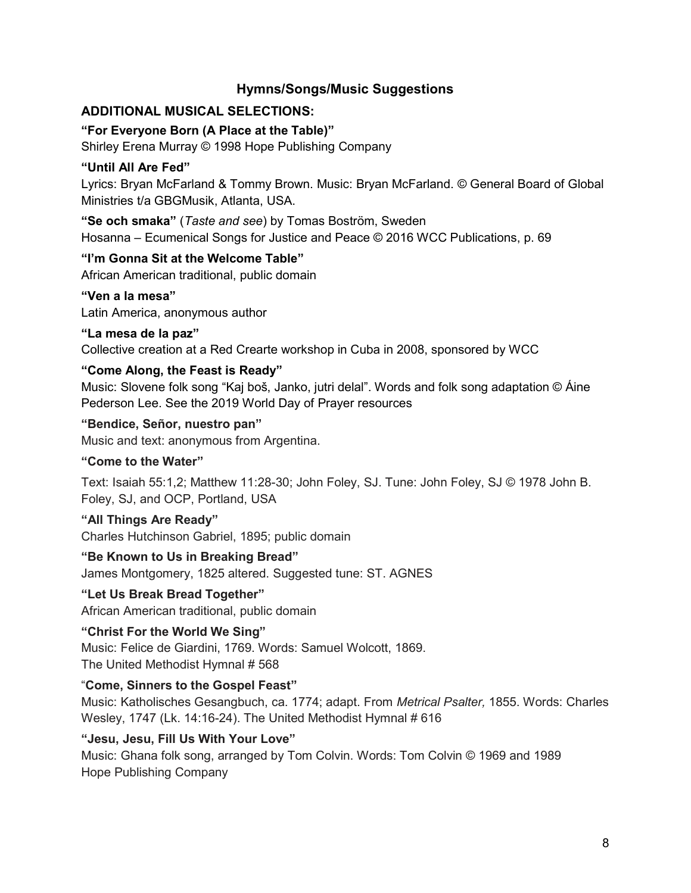## Hymns/Songs/Music Suggestions

### ADDITIONAL MUSICAL SELECTIONS:

**"For Everyone Born (A Place at the Table)"**
Shirley Erena Murray © 1998 Hope Publishing Company

**"Until All Are Fed"**
Lyrics: Bryan McFarland & Tommy Brown. Music: Bryan McFarland. © General Board of Global Ministries t/a GBGMusik, Atlanta, USA.

**"Se och smaka"** (*Taste and see*) by Tomas Boström, Sweden
Hosanna – Ecumenical Songs for Justice and Peace © 2016 WCC Publications, p. 69

**"I'm Gonna Sit at the Welcome Table"**
African American traditional, public domain

**"Ven a la mesa"**
Latin America, anonymous author

**"La mesa de la paz"**
Collective creation at a Red Crearte workshop in Cuba in 2008, sponsored by WCC

**"Come Along, the Feast is Ready"**
Music: Slovene folk song "Kaj boš, Janko, jutri delal". Words and folk song adaptation © Áine Pederson Lee. See the 2019 World Day of Prayer resources

**"Bendice, Señor, nuestro pan"**
Music and text: anonymous from Argentina.

**"Come to the Water"**

Text: Isaiah 55:1,2; Matthew 11:28-30; John Foley, SJ. Tune: John Foley, SJ © 1978 John B. Foley, SJ, and OCP, Portland, USA

**"All Things Are Ready"**
Charles Hutchinson Gabriel, 1895; public domain

**"Be Known to Us in Breaking Bread"**
James Montgomery, 1825 altered. Suggested tune: ST. AGNES

**"Let Us Break Bread Together"**
African American traditional, public domain

**"Christ For the World We Sing"**
Music: Felice de Giardini, 1769. Words: Samuel Wolcott, 1869.
The United Methodist Hymnal # 568

"**Come, Sinners to the Gospel Feast"**
Music: Katholisches Gesangbuch, ca. 1774; adapt. From *Metrical Psalter,* 1855. Words: Charles Wesley, 1747 (Lk. 14:16-24). The United Methodist Hymnal # 616

**"Jesu, Jesu, Fill Us With Your Love"**
Music: Ghana folk song, arranged by Tom Colvin. Words: Tom Colvin © 1969 and 1989
Hope Publishing Company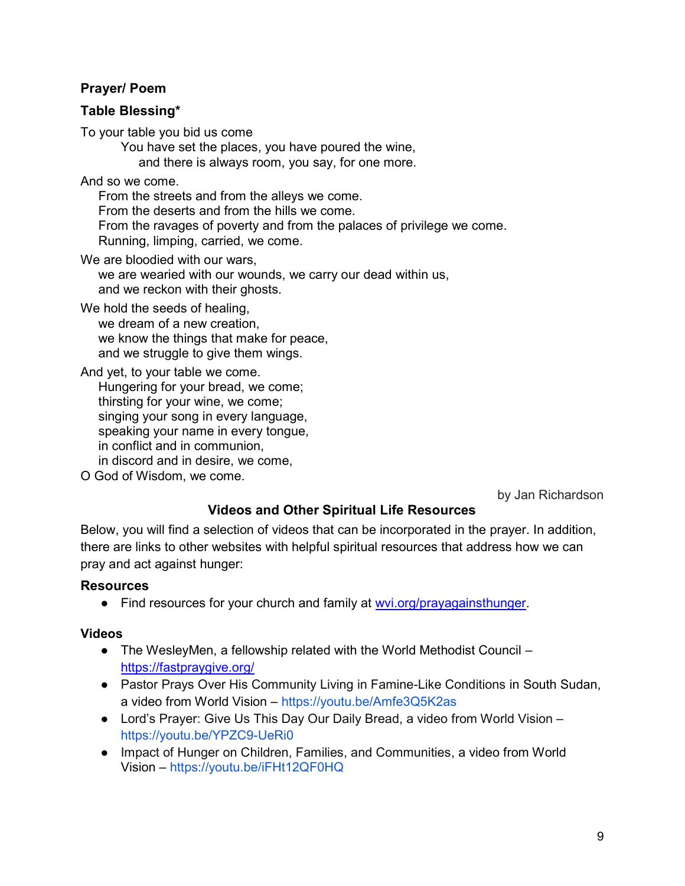**Prayer/ Poem**

**Table Blessing***

To your table you bid us come
    You have set the places, you have poured the wine,
        and there is always room, you say, for one more.

And so we come.
    From the streets and from the alleys we come.
    From the deserts and from the hills we come.
    From the ravages of poverty and from the palaces of privilege we come.
    Running, limping, carried, we come.

We are bloodied with our wars,
    we are wearied with our wounds, we carry our dead within us,
    and we reckon with their ghosts.

We hold the seeds of healing,
    we dream of a new creation,
    we know the things that make for peace,
    and we struggle to give them wings.

And yet, to your table we come.
    Hungering for your bread, we come;
    thirsting for your wine, we come;
    singing your song in every language,
    speaking your name in every tongue,
    in conflict and in communion,
    in discord and in desire, we come,
O God of Wisdom, we come.

by Jan Richardson

**Videos and Other Spiritual Life Resources**

Below, you will find a selection of videos that can be incorporated in the prayer. In addition, there are links to other websites with helpful spiritual resources that address how we can pray and act against hunger:

**Resources**

- Find resources for your church and family at [wvi.org/prayagainsthunger](wvi.org/prayagainsthunger).

**Videos**

- The WesleyMen, a fellowship related with the World Methodist Council – [https://fastpraygive.org/](https://fastpraygive.org/)
- Pastor Prays Over His Community Living in Famine-Like Conditions in South Sudan, a video from World Vision – https://youtu.be/Amfe3Q5K2as
- Lord's Prayer: Give Us This Day Our Daily Bread, a video from World Vision – https://youtu.be/YPZC9-UeRi0
- Impact of Hunger on Children, Families, and Communities, a video from World Vision – https://youtu.be/iFHt12QF0HQ